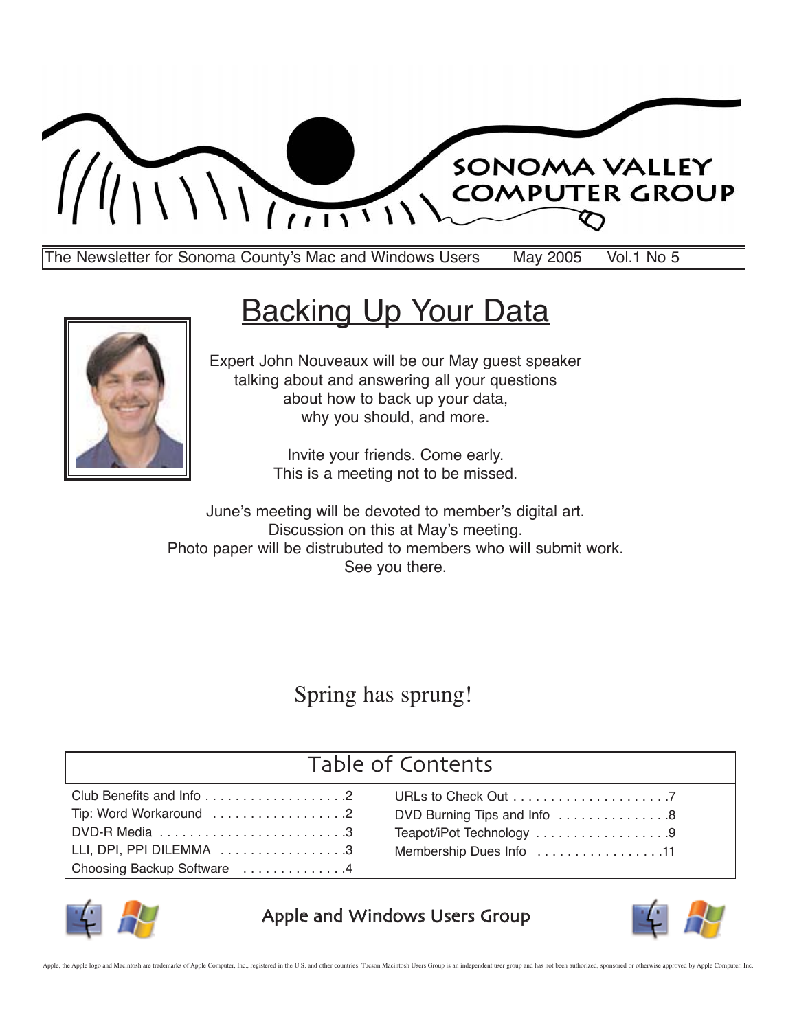# SONOMA VALLEY COMPUTER GROUP

The Newsletter for Sonoma County's Mac and Windows Users May 2005 Vol.1 No 5

## Backing Up Your Data

Expert John Nouveaux will be our May guest speaker talking about and answering all your questions about how to back up your data, why you should, and more.

Invite your friends. Come early. This is a meeting not to be missed.

June's meeting will be devoted to member's digital art. Discussion on this at May's meeting. Photo paper will be distrubuted to members who will submit work. See you there.

Spring has sprung!

## Table of Contents

| | |
|---|---|
| Club Benefits and Info . . . . . . . . . . . . . . . . . . .2 | URLs to Check Out . . . . . . . . . . . . . . . . . . . . .7 |
| Tip: Word Workaround . . . . . . . . . . . . . . . . . .2 | DVD Burning Tips and Info . . . . . . . . . . . . . . .8 |
| DVD-R Media . . . . . . . . . . . . . . . . . . . . . . . . .3 | Teapot/iPot Technology . . . . . . . . . . . . . . . . . .9 |
| LLI, DPI, PPI DILEMMA . . . . . . . . . . . . . . . . .3 | Membership Dues Info . . . . . . . . . . . . . . . . .11 |
| Choosing Backup Software . . . . . . . . . . . . . .4 | |

Apple and Windows Users Group

Apple, the Apple logo and Macintosh are trademarks of Apple Computer, Inc., registered in the U.S. and other countries. Tucson Macintosh Users Group is an independent user group and has not been authorized, sponsored or otherwise approved by Apple Computer, Inc.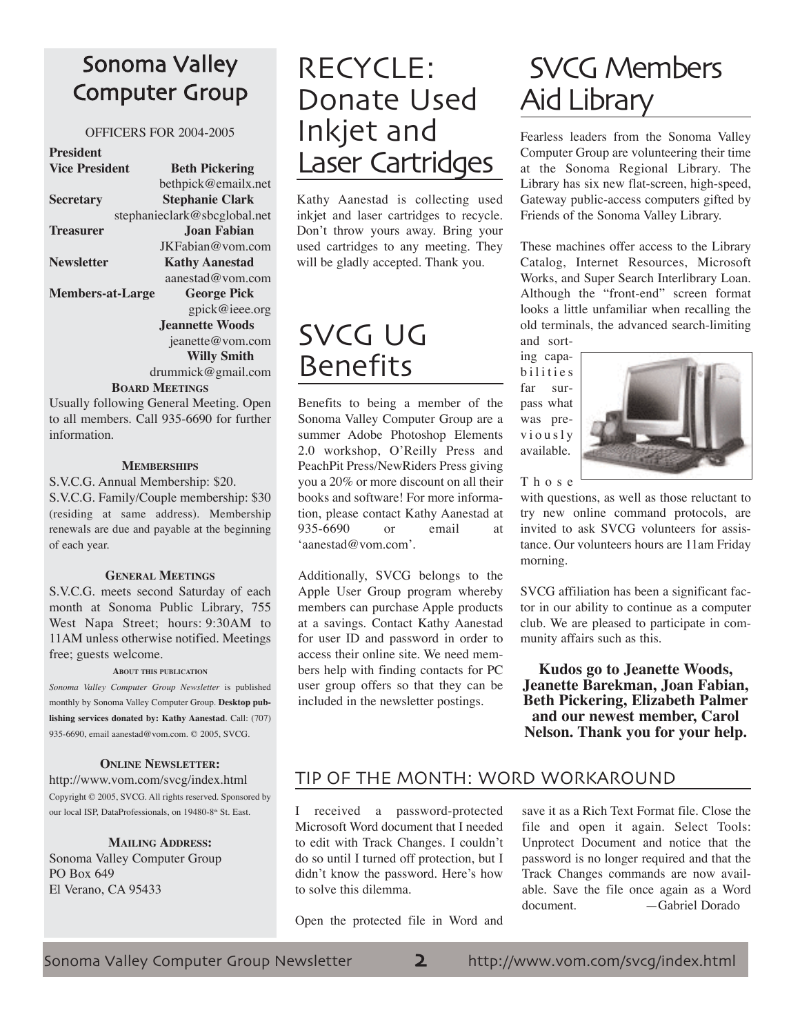## Sonoma Valley Computer Group

OFFICERS FOR 2004-2005

**President**

**Vice President** **Beth Pickering**
bethpick@emailx.net

**Secretary** **Stephanie Clark**
stephanieclark@sbcglobal.net

**Treasurer** **Joan Fabian**
JKFabian@vom.com

**Newsletter** **Kathy Aanestad**
aanestad@vom.com

**Members-at-Large** **George Pick**
gpick@ieee.org

**Jeannette Woods**
jeanette@vom.com

**Willy Smith**
drummick@gmail.com

**BOARD MEETINGS**

Usually following General Meeting. Open to all members. Call 935-6690 for further information.

**MEMBERSHIPS**

S.V.C.G. Annual Membership: $20.
S.V.C.G. Family/Couple membership: $30 (residing at same address). Membership renewals are due and payable at the beginning of each year.

**GENERAL MEETINGS**

S.V.C.G. meets second Saturday of each month at Sonoma Public Library, 755 West Napa Street; hours: 9:30AM to 11AM unless otherwise notified. Meetings free; guests welcome.

**ABOUT THIS PUBLICATION**

*Sonoma Valley Computer Group Newsletter* is published monthly by Sonoma Valley Computer Group. **Desktop publishing services donated by: Kathy Aanestad**. Call: (707) 935-6690, email aanestad@vom.com. © 2005, SVCG.

**ONLINE NEWSLETTER:**

http://www.vom.com/svcg/index.html
Copyright © 2005, SVCG. All rights reserved. Sponsored by our local ISP, DataProfessionals, on 19480-8th St. East.

**MAILING ADDRESS:**

Sonoma Valley Computer Group
PO Box 649
El Verano, CA 95433

# RECYCLE: Donate Used Inkjet and Laser Cartridges

Kathy Aanestad is collecting used inkjet and laser cartridges to recycle. Don't throw yours away. Bring your used cartridges to any meeting. They will be gladly accepted. Thank you.

# SVCG UG Benefits

Benefits to being a member of the Sonoma Valley Computer Group are a summer Adobe Photoshop Elements 2.0 workshop, O'Reilly Press and PeachPit Press/NewRiders Press giving you a 20% or more discount on all their books and software! For more information, please contact Kathy Aanestad at 935-6690 or email at 'aanestad@vom.com'.

Additionally, SVCG belongs to the Apple User Group program whereby members can purchase Apple products at a savings. Contact Kathy Aanestad for user ID and password in order to access their online site. We need members help with finding contacts for PC user group offers so that they can be included in the newsletter postings.

# SVCG Members Aid Library

Fearless leaders from the Sonoma Valley Computer Group are volunteering their time at the Sonoma Regional Library. The Library has six new flat-screen, high-speed, Gateway public-access computers gifted by Friends of the Sonoma Valley Library.

These machines offer access to the Library Catalog, Internet Resources, Microsoft Works, and Super Search Interlibrary Loan. Although the "front-end" screen format looks a little unfamiliar when recalling the old terminals, the advanced search-limiting and sorting capabilities far surpass what was previously available.

Those with questions, as well as those reluctant to try new online command protocols, are invited to ask SVCG volunteers for assistance. Our volunteers hours are 11am Friday morning.

SVCG affiliation has been a significant factor in our ability to continue as a computer club. We are pleased to participate in community affairs such as this.

**Kudos go to Jeanette Woods, Jeanette Barekman, Joan Fabian, Beth Pickering, Elizabeth Palmer and our newest member, Carol Nelson. Thank you for your help.**

## TIP OF THE MONTH: WORD WORKAROUND

I received a password-protected Microsoft Word document that I needed to edit with Track Changes. I couldn't do so until I turned off protection, but I didn't know the password. Here's how to solve this dilemma.

Open the protected file in Word and save it as a Rich Text Format file. Close the file and open it again. Select Tools: Unprotect Document and notice that the password is no longer required and that the Track Changes commands are now available. Save the file once again as a Word document. —Gabriel Dorado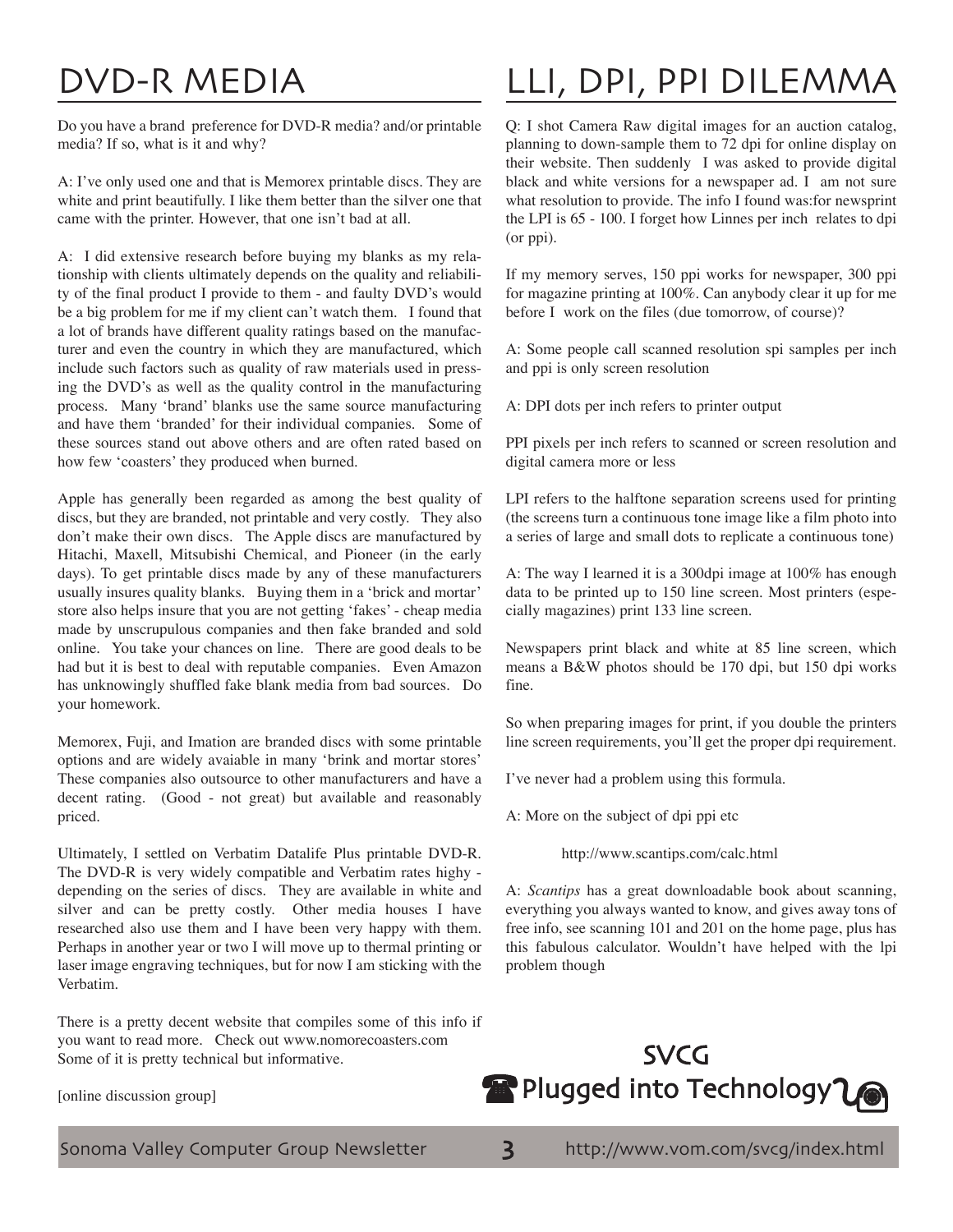# DVD-R MEDIA

Do you have a brand preference for DVD-R media? and/or printable media? If so, what is it and why?

A: I've only used one and that is Memorex printable discs. They are white and print beautifully. I like them better than the silver one that came with the printer. However, that one isn't bad at all.

A: I did extensive research before buying my blanks as my relationship with clients ultimately depends on the quality and reliability of the final product I provide to them - and faulty DVD's would be a big problem for me if my client can't watch them. I found that a lot of brands have different quality ratings based on the manufacturer and even the country in which they are manufactured, which include such factors such as quality of raw materials used in pressing the DVD's as well as the quality control in the manufacturing process. Many 'brand' blanks use the same source manufacturing and have them 'branded' for their individual companies. Some of these sources stand out above others and are often rated based on how few 'coasters' they produced when burned.

Apple has generally been regarded as among the best quality of discs, but they are branded, not printable and very costly. They also don't make their own discs. The Apple discs are manufactured by Hitachi, Maxell, Mitsubishi Chemical, and Pioneer (in the early days). To get printable discs made by any of these manufacturers usually insures quality blanks. Buying them in a 'brick and mortar' store also helps insure that you are not getting 'fakes' - cheap media made by unscrupulous companies and then fake branded and sold online. You take your chances on line. There are good deals to be had but it is best to deal with reputable companies. Even Amazon has unknowingly shuffled fake blank media from bad sources. Do your homework.

Memorex, Fuji, and Imation are branded discs with some printable options and are widely avaiable in many 'brink and mortar stores' These companies also outsource to other manufacturers and have a decent rating. (Good - not great) but available and reasonably priced.

Ultimately, I settled on Verbatim Datalife Plus printable DVD-R. The DVD-R is very widely compatible and Verbatim rates highy - depending on the series of discs. They are available in white and silver and can be pretty costly. Other media houses I have researched also use them and I have been very happy with them. Perhaps in another year or two I will move up to thermal printing or laser image engraving techniques, but for now I am sticking with the Verbatim.

There is a pretty decent website that compiles some of this info if you want to read more. Check out www.nomorecoasters.com Some of it is pretty technical but informative.

[online discussion group]

# LLI, DPI, PPI DILEMMA

Q: I shot Camera Raw digital images for an auction catalog, planning to down-sample them to 72 dpi for online display on their website. Then suddenly I was asked to provide digital black and white versions for a newspaper ad. I am not sure what resolution to provide. The info I found was:for newsprint the LPI is 65 - 100. I forget how Linnes per inch relates to dpi (or ppi).

If my memory serves, 150 ppi works for newspaper, 300 ppi for magazine printing at 100%. Can anybody clear it up for me before I work on the files (due tomorrow, of course)?

A: Some people call scanned resolution spi samples per inch and ppi is only screen resolution

A: DPI dots per inch refers to printer output

PPI pixels per inch refers to scanned or screen resolution and digital camera more or less

LPI refers to the halftone separation screens used for printing (the screens turn a continuous tone image like a film photo into a series of large and small dots to replicate a continuous tone)

A: The way I learned it is a 300dpi image at 100% has enough data to be printed up to 150 line screen. Most printers (especially magazines) print 133 line screen.

Newspapers print black and white at 85 line screen, which means a B&W photos should be 170 dpi, but 150 dpi works fine.

So when preparing images for print, if you double the printers line screen requirements, you'll get the proper dpi requirement.

I've never had a problem using this formula.

A: More on the subject of dpi ppi etc

http://www.scantips.com/calc.html

A: *Scantips* has a great downloadable book about scanning, everything you always wanted to know, and gives away tons of free info, see scanning 101 and 201 on the home page, plus has this fabulous calculator. Wouldn't have helped with the lpi problem though

SVCG
Plugged into Technology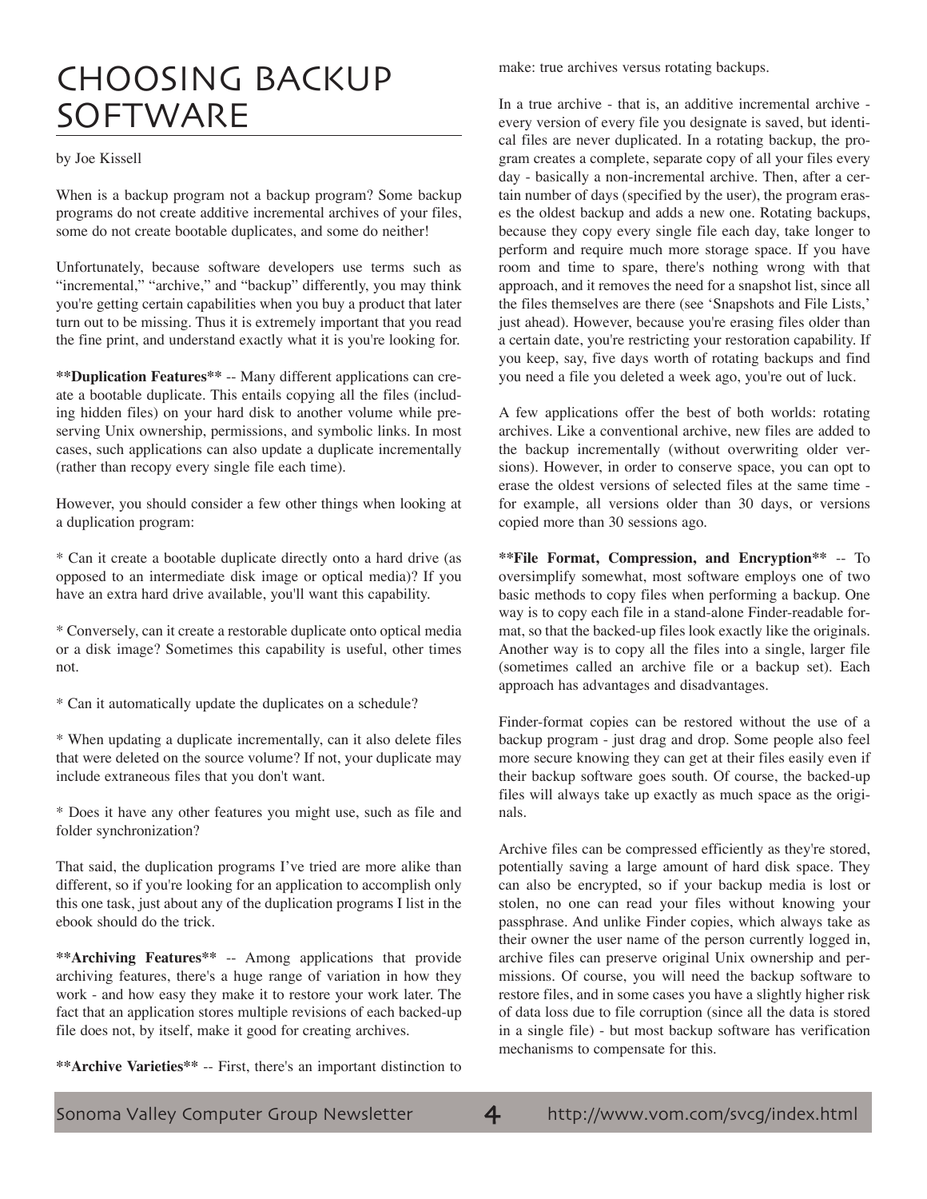# CHOOSING BACKUP SOFTWARE

by Joe Kissell

When is a backup program not a backup program? Some backup programs do not create additive incremental archives of your files, some do not create bootable duplicates, and some do neither!

Unfortunately, because software developers use terms such as "incremental," "archive," and "backup" differently, you may think you're getting certain capabilities when you buy a product that later turn out to be missing. Thus it is extremely important that you read the fine print, and understand exactly what it is you're looking for.

**Duplication Features** -- Many different applications can create a bootable duplicate. This entails copying all the files (including hidden files) on your hard disk to another volume while preserving Unix ownership, permissions, and symbolic links. In most cases, such applications can also update a duplicate incrementally (rather than recopy every single file each time).

However, you should consider a few other things when looking at a duplication program:

* Can it create a bootable duplicate directly onto a hard drive (as opposed to an intermediate disk image or optical media)? If you have an extra hard drive available, you'll want this capability.

* Conversely, can it create a restorable duplicate onto optical media or a disk image? Sometimes this capability is useful, other times not.

* Can it automatically update the duplicates on a schedule?

* When updating a duplicate incrementally, can it also delete files that were deleted on the source volume? If not, your duplicate may include extraneous files that you don't want.

* Does it have any other features you might use, such as file and folder synchronization?

That said, the duplication programs I've tried are more alike than different, so if you're looking for an application to accomplish only this one task, just about any of the duplication programs I list in the ebook should do the trick.

**Archiving Features** -- Among applications that provide archiving features, there's a huge range of variation in how they work - and how easy they make it to restore your work later. The fact that an application stores multiple revisions of each backed-up file does not, by itself, make it good for creating archives.

**Archive Varieties** -- First, there's an important distinction to make: true archives versus rotating backups.

In a true archive - that is, an additive incremental archive - every version of every file you designate is saved, but identical files are never duplicated. In a rotating backup, the program creates a complete, separate copy of all your files every day - basically a non-incremental archive. Then, after a certain number of days (specified by the user), the program erases the oldest backup and adds a new one. Rotating backups, because they copy every single file each day, take longer to perform and require much more storage space. If you have room and time to spare, there's nothing wrong with that approach, and it removes the need for a snapshot list, since all the files themselves are there (see 'Snapshots and File Lists,' just ahead). However, because you're erasing files older than a certain date, you're restricting your restoration capability. If you keep, say, five days worth of rotating backups and find you need a file you deleted a week ago, you're out of luck.

A few applications offer the best of both worlds: rotating archives. Like a conventional archive, new files are added to the backup incrementally (without overwriting older versions). However, in order to conserve space, you can opt to erase the oldest versions of selected files at the same time - for example, all versions older than 30 days, or versions copied more than 30 sessions ago.

**File Format, Compression, and Encryption** -- To oversimplify somewhat, most software employs one of two basic methods to copy files when performing a backup. One way is to copy each file in a stand-alone Finder-readable format, so that the backed-up files look exactly like the originals. Another way is to copy all the files into a single, larger file (sometimes called an archive file or a backup set). Each approach has advantages and disadvantages.

Finder-format copies can be restored without the use of a backup program - just drag and drop. Some people also feel more secure knowing they can get at their files easily even if their backup software goes south. Of course, the backed-up files will always take up exactly as much space as the originals.

Archive files can be compressed efficiently as they're stored, potentially saving a large amount of hard disk space. They can also be encrypted, so if your backup media is lost or stolen, no one can read your files without knowing your passphrase. And unlike Finder copies, which always take as their owner the user name of the person currently logged in, archive files can preserve original Unix ownership and permissions. Of course, you will need the backup software to restore files, and in some cases you have a slightly higher risk of data loss due to file corruption (since all the data is stored in a single file) - but most backup software has verification mechanisms to compensate for this.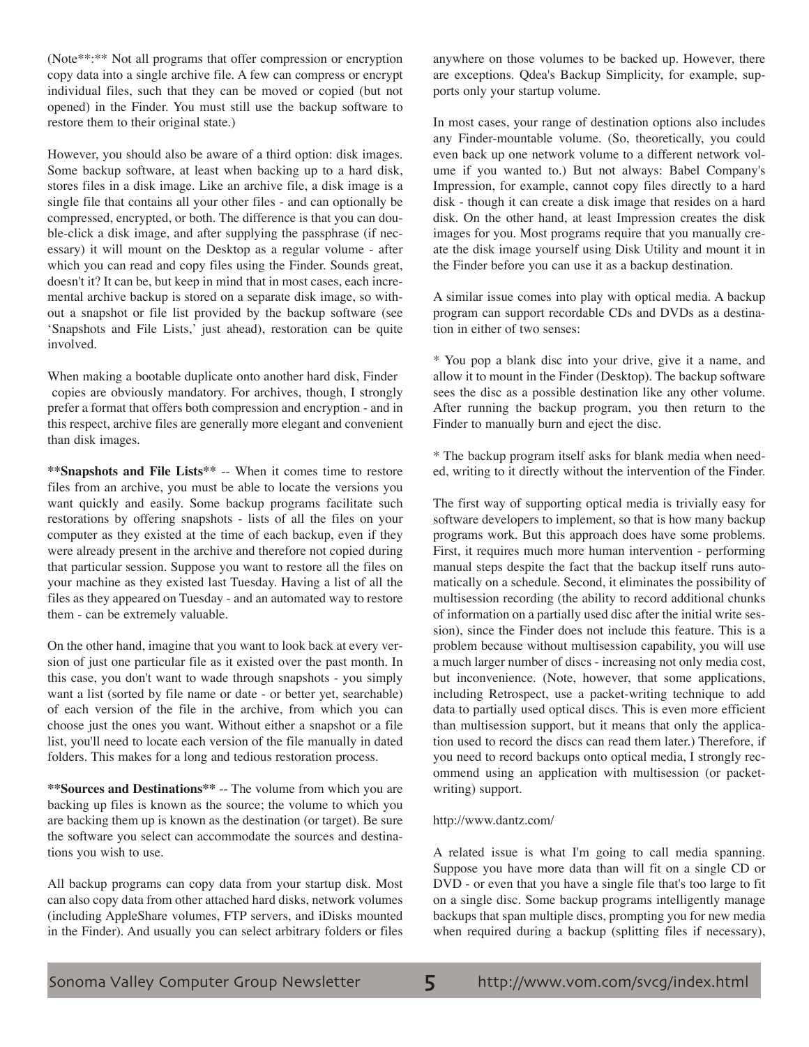(Note**:** Not all programs that offer compression or encryption copy data into a single archive file. A few can compress or encrypt individual files, such that they can be moved or copied (but not opened) in the Finder. You must still use the backup software to restore them to their original state.)

However, you should also be aware of a third option: disk images. Some backup software, at least when backing up to a hard disk, stores files in a disk image. Like an archive file, a disk image is a single file that contains all your other files - and can optionally be compressed, encrypted, or both. The difference is that you can double-click a disk image, and after supplying the passphrase (if necessary) it will mount on the Desktop as a regular volume - after which you can read and copy files using the Finder. Sounds great, doesn't it? It can be, but keep in mind that in most cases, each incremental archive backup is stored on a separate disk image, so without a snapshot or file list provided by the backup software (see 'Snapshots and File Lists,' just ahead), restoration can be quite involved.

When making a bootable duplicate onto another hard disk, Finder copies are obviously mandatory. For archives, though, I strongly prefer a format that offers both compression and encryption - and in this respect, archive files are generally more elegant and convenient than disk images.

**Snapshots and File Lists** -- When it comes time to restore files from an archive, you must be able to locate the versions you want quickly and easily. Some backup programs facilitate such restorations by offering snapshots - lists of all the files on your computer as they existed at the time of each backup, even if they were already present in the archive and therefore not copied during that particular session. Suppose you want to restore all the files on your machine as they existed last Tuesday. Having a list of all the files as they appeared on Tuesday - and an automated way to restore them - can be extremely valuable.

On the other hand, imagine that you want to look back at every version of just one particular file as it existed over the past month. In this case, you don't want to wade through snapshots - you simply want a list (sorted by file name or date - or better yet, searchable) of each version of the file in the archive, from which you can choose just the ones you want. Without either a snapshot or a file list, you'll need to locate each version of the file manually in dated folders. This makes for a long and tedious restoration process.

**Sources and Destinations** -- The volume from which you are backing up files is known as the source; the volume to which you are backing them up is known as the destination (or target). Be sure the software you select can accommodate the sources and destinations you wish to use.

All backup programs can copy data from your startup disk. Most can also copy data from other attached hard disks, network volumes (including AppleShare volumes, FTP servers, and iDisks mounted in the Finder). And usually you can select arbitrary folders or files anywhere on those volumes to be backed up. However, there are exceptions. Qdea's Backup Simplicity, for example, supports only your startup volume.

In most cases, your range of destination options also includes any Finder-mountable volume. (So, theoretically, you could even back up one network volume to a different network volume if you wanted to.) But not always: Babel Company's Impression, for example, cannot copy files directly to a hard disk - though it can create a disk image that resides on a hard disk. On the other hand, at least Impression creates the disk images for you. Most programs require that you manually create the disk image yourself using Disk Utility and mount it in the Finder before you can use it as a backup destination.

A similar issue comes into play with optical media. A backup program can support recordable CDs and DVDs as a destination in either of two senses:

* You pop a blank disc into your drive, give it a name, and allow it to mount in the Finder (Desktop). The backup software sees the disc as a possible destination like any other volume. After running the backup program, you then return to the Finder to manually burn and eject the disc.

* The backup program itself asks for blank media when needed, writing to it directly without the intervention of the Finder.

The first way of supporting optical media is trivially easy for software developers to implement, so that is how many backup programs work. But this approach does have some problems. First, it requires much more human intervention - performing manual steps despite the fact that the backup itself runs automatically on a schedule. Second, it eliminates the possibility of multisession recording (the ability to record additional chunks of information on a partially used disc after the initial write session), since the Finder does not include this feature. This is a problem because without multisession capability, you will use a much larger number of discs - increasing not only media cost, but inconvenience. (Note, however, that some applications, including Retrospect, use a packet-writing technique to add data to partially used optical discs. This is even more efficient than multisession support, but it means that only the application used to record the discs can read them later.) Therefore, if you need to record backups onto optical media, I strongly recommend using an application with multisession (or packet-writing) support.

http://www.dantz.com/

A related issue is what I'm going to call media spanning. Suppose you have more data than will fit on a single CD or DVD - or even that you have a single file that's too large to fit on a single disc. Some backup programs intelligently manage backups that span multiple discs, prompting you for new media when required during a backup (splitting files if necessary),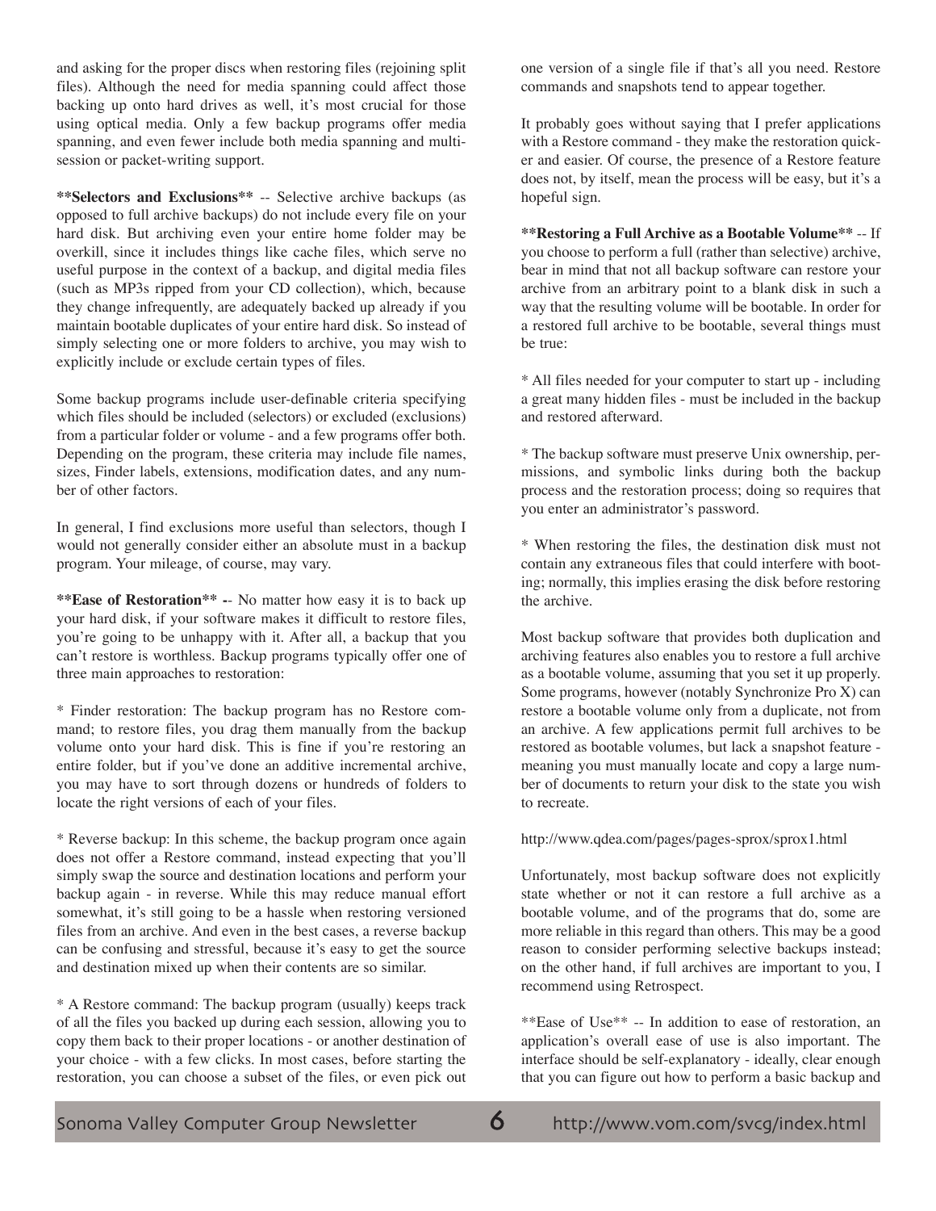and asking for the proper discs when restoring files (rejoining split files). Although the need for media spanning could affect those backing up onto hard drives as well, it's most crucial for those using optical media. Only a few backup programs offer media spanning, and even fewer include both media spanning and multi-session or packet-writing support.

**Selectors and Exclusions** -- Selective archive backups (as opposed to full archive backups) do not include every file on your hard disk. But archiving even your entire home folder may be overkill, since it includes things like cache files, which serve no useful purpose in the context of a backup, and digital media files (such as MP3s ripped from your CD collection), which, because they change infrequently, are adequately backed up already if you maintain bootable duplicates of your entire hard disk. So instead of simply selecting one or more folders to archive, you may wish to explicitly include or exclude certain types of files.

Some backup programs include user-definable criteria specifying which files should be included (selectors) or excluded (exclusions) from a particular folder or volume - and a few programs offer both. Depending on the program, these criteria may include file names, sizes, Finder labels, extensions, modification dates, and any number of other factors.

In general, I find exclusions more useful than selectors, though I would not generally consider either an absolute must in a backup program. Your mileage, of course, may vary.

**Ease of Restoration** -- No matter how easy it is to back up your hard disk, if your software makes it difficult to restore files, you're going to be unhappy with it. After all, a backup that you can't restore is worthless. Backup programs typically offer one of three main approaches to restoration:

* Finder restoration: The backup program has no Restore command; to restore files, you drag them manually from the backup volume onto your hard disk. This is fine if you're restoring an entire folder, but if you've done an additive incremental archive, you may have to sort through dozens or hundreds of folders to locate the right versions of each of your files.

* Reverse backup: In this scheme, the backup program once again does not offer a Restore command, instead expecting that you'll simply swap the source and destination locations and perform your backup again - in reverse. While this may reduce manual effort somewhat, it's still going to be a hassle when restoring versioned files from an archive. And even in the best cases, a reverse backup can be confusing and stressful, because it's easy to get the source and destination mixed up when their contents are so similar.

* A Restore command: The backup program (usually) keeps track of all the files you backed up during each session, allowing you to copy them back to their proper locations - or another destination of your choice - with a few clicks. In most cases, before starting the restoration, you can choose a subset of the files, or even pick out one version of a single file if that's all you need. Restore commands and snapshots tend to appear together.

It probably goes without saying that I prefer applications with a Restore command - they make the restoration quicker and easier. Of course, the presence of a Restore feature does not, by itself, mean the process will be easy, but it's a hopeful sign.

**Restoring a Full Archive as a Bootable Volume** -- If you choose to perform a full (rather than selective) archive, bear in mind that not all backup software can restore your archive from an arbitrary point to a blank disk in such a way that the resulting volume will be bootable. In order for a restored full archive to be bootable, several things must be true:

* All files needed for your computer to start up - including a great many hidden files - must be included in the backup and restored afterward.

* The backup software must preserve Unix ownership, permissions, and symbolic links during both the backup process and the restoration process; doing so requires that you enter an administrator's password.

* When restoring the files, the destination disk must not contain any extraneous files that could interfere with booting; normally, this implies erasing the disk before restoring the archive.

Most backup software that provides both duplication and archiving features also enables you to restore a full archive as a bootable volume, assuming that you set it up properly. Some programs, however (notably Synchronize Pro X) can restore a bootable volume only from a duplicate, not from an archive. A few applications permit full archives to be restored as bootable volumes, but lack a snapshot feature - meaning you must manually locate and copy a large number of documents to return your disk to the state you wish to recreate.

http://www.qdea.com/pages/pages-sprox/sprox1.html

Unfortunately, most backup software does not explicitly state whether or not it can restore a full archive as a bootable volume, and of the programs that do, some are more reliable in this regard than others. This may be a good reason to consider performing selective backups instead; on the other hand, if full archives are important to you, I recommend using Retrospect.

**Ease of Use** -- In addition to ease of restoration, an application's overall ease of use is also important. The interface should be self-explanatory - ideally, clear enough that you can figure out how to perform a basic backup and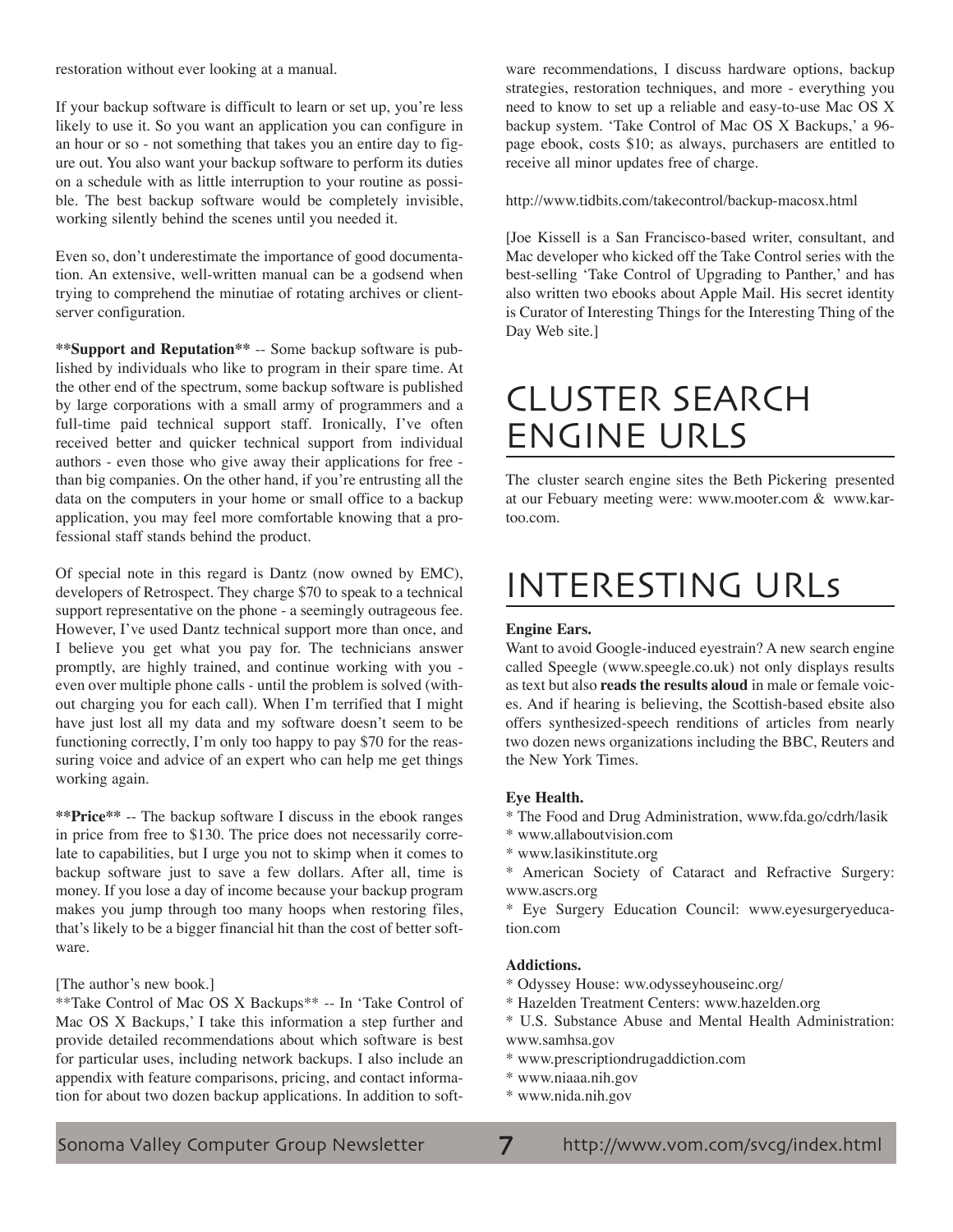restoration without ever looking at a manual.

If your backup software is difficult to learn or set up, you're less likely to use it. So you want an application you can configure in an hour or so - not something that takes you an entire day to figure out. You also want your backup software to perform its duties on a schedule with as little interruption to your routine as possible. The best backup software would be completely invisible, working silently behind the scenes until you needed it.

Even so, don't underestimate the importance of good documentation. An extensive, well-written manual can be a godsend when trying to comprehend the minutiae of rotating archives or client-server configuration.

**Support and Reputation** -- Some backup software is published by individuals who like to program in their spare time. At the other end of the spectrum, some backup software is published by large corporations with a small army of programmers and a full-time paid technical support staff. Ironically, I've often received better and quicker technical support from individual authors - even those who give away their applications for free - than big companies. On the other hand, if you're entrusting all the data on the computers in your home or small office to a backup application, you may feel more comfortable knowing that a professional staff stands behind the product.

Of special note in this regard is Dantz (now owned by EMC), developers of Retrospect. They charge $70 to speak to a technical support representative on the phone - a seemingly outrageous fee. However, I've used Dantz technical support more than once, and I believe you get what you pay for. The technicians answer promptly, are highly trained, and continue working with you - even over multiple phone calls - until the problem is solved (without charging you for each call). When I'm terrified that I might have just lost all my data and my software doesn't seem to be functioning correctly, I'm only too happy to pay $70 for the reassuring voice and advice of an expert who can help me get things working again.

**Price** -- The backup software I discuss in the ebook ranges in price from free to $130. The price does not necessarily correlate to capabilities, but I urge you not to skimp when it comes to backup software just to save a few dollars. After all, time is money. If you lose a day of income because your backup program makes you jump through too many hoops when restoring files, that's likely to be a bigger financial hit than the cost of better software.

[The author's new book.]
**Take Control of Mac OS X Backups** -- In 'Take Control of Mac OS X Backups,' I take this information a step further and provide detailed recommendations about which software is best for particular uses, including network backups. I also include an appendix with feature comparisons, pricing, and contact information for about two dozen backup applications. In addition to software recommendations, I discuss hardware options, backup strategies, restoration techniques, and more - everything you need to know to set up a reliable and easy-to-use Mac OS X backup system. 'Take Control of Mac OS X Backups,' a 96-page ebook, costs $10; as always, purchasers are entitled to receive all minor updates free of charge.

http://www.tidbits.com/takecontrol/backup-macosx.html

[Joe Kissell is a San Francisco-based writer, consultant, and Mac developer who kicked off the Take Control series with the best-selling 'Take Control of Upgrading to Panther,' and has also written two ebooks about Apple Mail. His secret identity is Curator of Interesting Things for the Interesting Thing of the Day Web site.]

# CLUSTER SEARCH ENGINE URLS

The cluster search engine sites the Beth Pickering presented at our Febuary meeting were: www.mooter.com & www.kartoo.com.

# INTERESTING URLs

**Engine Ears.**
Want to avoid Google-induced eyestrain? A new search engine called Speegle (www.speegle.co.uk) not only displays results as text but also **reads the results aloud** in male or female voices. And if hearing is believing, the Scottish-based ebsite also offers synthesized-speech renditions of articles from nearly two dozen news organizations including the BBC, Reuters and the New York Times.

**Eye Health.**
* The Food and Drug Administration, www.fda.go/cdrh/lasik
* www.allaboutvision.com
* www.lasikinstitute.org
* American Society of Cataract and Refractive Surgery: www.ascrs.org
* Eye Surgery Education Council: www.eyesurgeryeducation.com

**Addictions.**
* Odyssey House: ww.odysseyhouseinc.org/
* Hazelden Treatment Centers: www.hazelden.org
* U.S. Substance Abuse and Mental Health Administration: www.samhsa.gov
* www.prescriptiondrugaddiction.com
* www.niaaa.nih.gov
* www.nida.nih.gov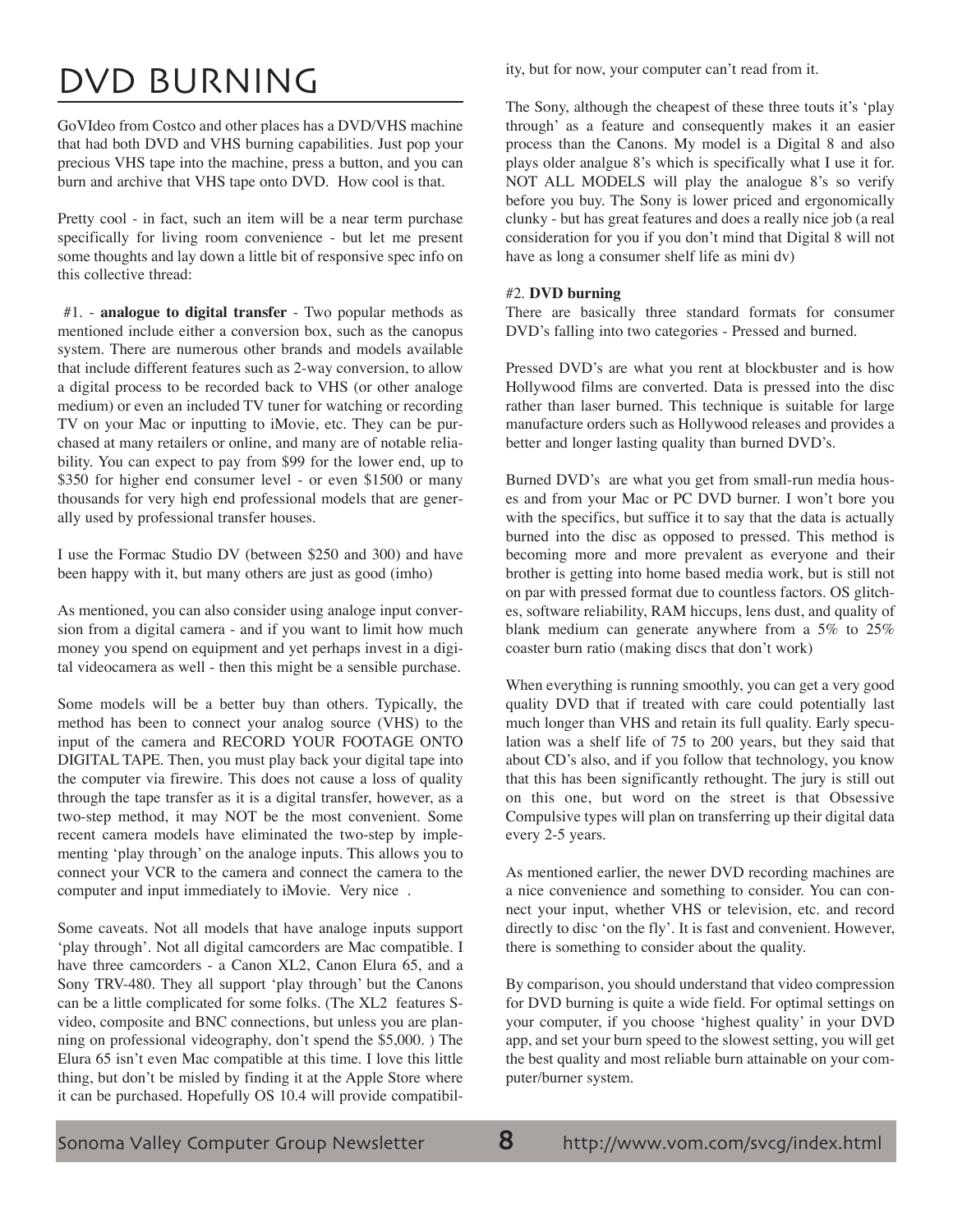# DVD BURNING

GoVIdeo from Costco and other places has a DVD/VHS machine that had both DVD and VHS burning capabilities. Just pop your precious VHS tape into the machine, press a button, and you can burn and archive that VHS tape onto DVD. How cool is that.

Pretty cool - in fact, such an item will be a near term purchase specifically for living room convenience - but let me present some thoughts and lay down a little bit of responsive spec info on this collective thread:

#1. - **analogue to digital transfer** - Two popular methods as mentioned include either a conversion box, such as the canopus system. There are numerous other brands and models available that include different features such as 2-way conversion, to allow a digital process to be recorded back to VHS (or other analoge medium) or even an included TV tuner for watching or recording TV on your Mac or inputting to iMovie, etc. They can be purchased at many retailers or online, and many are of notable reliability. You can expect to pay from $99 for the lower end, up to $350 for higher end consumer level - or even $1500 or many thousands for very high end professional models that are generally used by professional transfer houses.

I use the Formac Studio DV (between $250 and 300) and have been happy with it, but many others are just as good (imho)

As mentioned, you can also consider using analoge input conversion from a digital camera - and if you want to limit how much money you spend on equipment and yet perhaps invest in a digital videocamera as well - then this might be a sensible purchase.

Some models will be a better buy than others. Typically, the method has been to connect your analog source (VHS) to the input of the camera and RECORD YOUR FOOTAGE ONTO DIGITAL TAPE. Then, you must play back your digital tape into the computer via firewire. This does not cause a loss of quality through the tape transfer as it is a digital transfer, however, as a two-step method, it may NOT be the most convenient. Some recent camera models have eliminated the two-step by implementing 'play through' on the analoge inputs. This allows you to connect your VCR to the camera and connect the camera to the computer and input immediately to iMovie. Very nice .

Some caveats. Not all models that have analoge inputs support 'play through'. Not all digital camcorders are Mac compatible. I have three camcorders - a Canon XL2, Canon Elura 65, and a Sony TRV-480. They all support 'play through' but the Canons can be a little complicated for some folks. (The XL2 features S-video, composite and BNC connections, but unless you are planning on professional videography, don't spend the $5,000. ) The Elura 65 isn't even Mac compatible at this time. I love this little thing, but don't be misled by finding it at the Apple Store where it can be purchased. Hopefully OS 10.4 will provide compatibility, but for now, your computer can't read from it.

The Sony, although the cheapest of these three touts it's 'play through' as a feature and consequently makes it an easier process than the Canons. My model is a Digital 8 and also plays older analgue 8's which is specifically what I use it for. NOT ALL MODELS will play the analogue 8's so verify before you buy. The Sony is lower priced and ergonomically clunky - but has great features and does a really nice job (a real consideration for you if you don't mind that Digital 8 will not have as long a consumer shelf life as mini dv)

#2. **DVD burning**

There are basically three standard formats for consumer DVD's falling into two categories - Pressed and burned.

Pressed DVD's are what you rent at blockbuster and is how Hollywood films are converted. Data is pressed into the disc rather than laser burned. This technique is suitable for large manufacture orders such as Hollywood releases and provides a better and longer lasting quality than burned DVD's.

Burned DVD's are what you get from small-run media houses and from your Mac or PC DVD burner. I won't bore you with the specifics, but suffice it to say that the data is actually burned into the disc as opposed to pressed. This method is becoming more and more prevalent as everyone and their brother is getting into home based media work, but is still not on par with pressed format due to countless factors. OS glitches, software reliability, RAM hiccups, lens dust, and quality of blank medium can generate anywhere from a 5% to 25% coaster burn ratio (making discs that don't work)

When everything is running smoothly, you can get a very good quality DVD that if treated with care could potentially last much longer than VHS and retain its full quality. Early speculation was a shelf life of 75 to 200 years, but they said that about CD's also, and if you follow that technology, you know that this has been significantly rethought. The jury is still out on this one, but word on the street is that Obsessive Compulsive types will plan on transferring up their digital data every 2-5 years.

As mentioned earlier, the newer DVD recording machines are a nice convenience and something to consider. You can connect your input, whether VHS or television, etc. and record directly to disc 'on the fly'. It is fast and convenient. However, there is something to consider about the quality.

By comparison, you should understand that video compression for DVD burning is quite a wide field. For optimal settings on your computer, if you choose 'highest quality' in your DVD app, and set your burn speed to the slowest setting, you will get the best quality and most reliable burn attainable on your computer/burner system.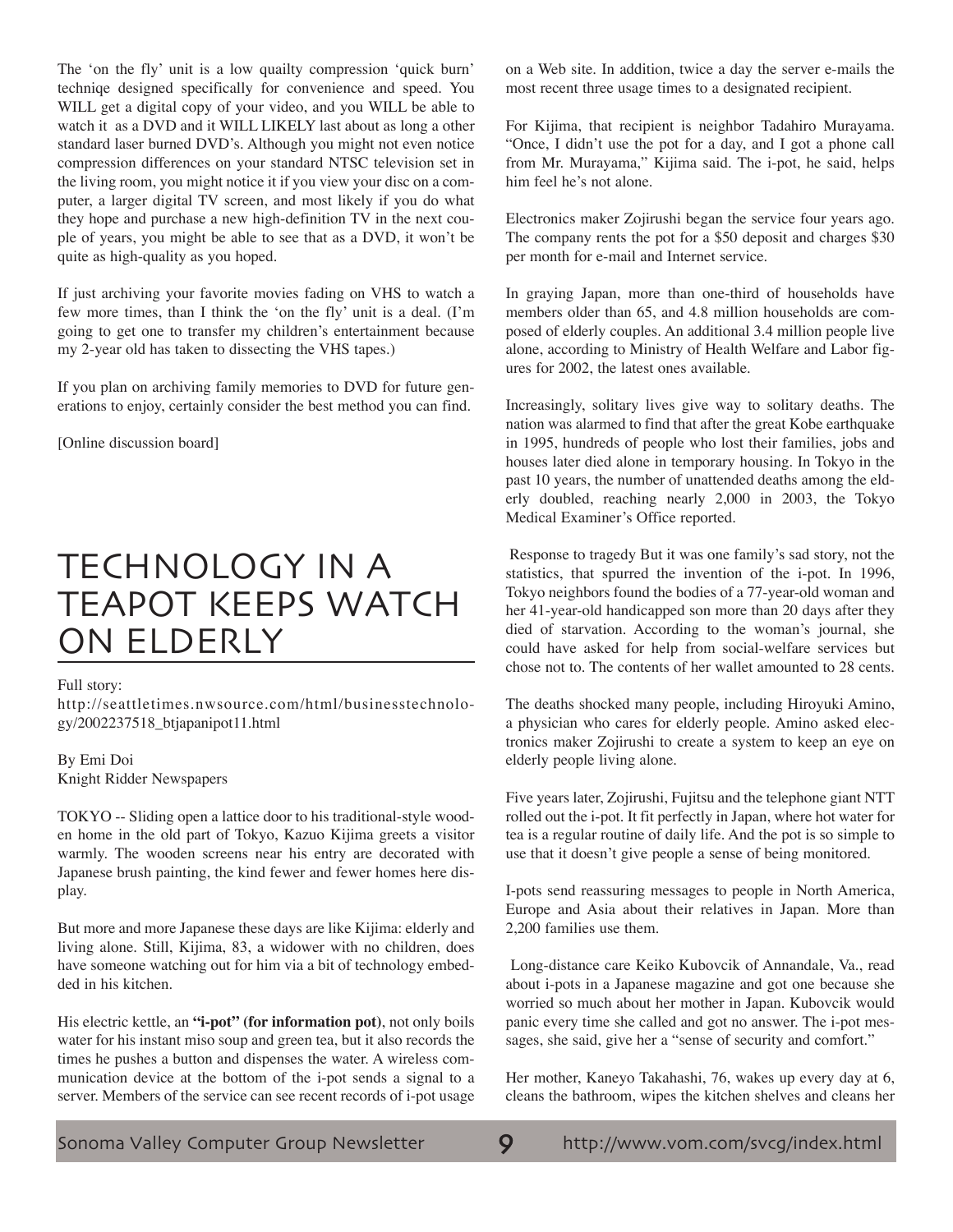The 'on the fly' unit is a low quailty compression 'quick burn' techniqe designed specifically for convenience and speed. You WILL get a digital copy of your video, and you WILL be able to watch it as a DVD and it WILL LIKELY last about as long a other standard laser burned DVD's. Although you might not even notice compression differences on your standard NTSC television set in the living room, you might notice it if you view your disc on a computer, a larger digital TV screen, and most likely if you do what they hope and purchase a new high-definition TV in the next couple of years, you might be able to see that as a DVD, it won't be quite as high-quality as you hoped.

If just archiving your favorite movies fading on VHS to watch a few more times, than I think the 'on the fly' unit is a deal. (I'm going to get one to transfer my children's entertainment because my 2-year old has taken to dissecting the VHS tapes.)

If you plan on archiving family memories to DVD for future generations to enjoy, certainly consider the best method you can find.

[Online discussion board]

# TECHNOLOGY IN A TEAPOT KEEPS WATCH ON ELDERLY

Full story:
http://seattletimes.nwsource.com/html/businesstechnology/2002237518_btjapanipot11.html

By Emi Doi
Knight Ridder Newspapers

TOKYO -- Sliding open a lattice door to his traditional-style wooden home in the old part of Tokyo, Kazuo Kijima greets a visitor warmly. The wooden screens near his entry are decorated with Japanese brush painting, the kind fewer and fewer homes here display.

But more and more Japanese these days are like Kijima: elderly and living alone. Still, Kijima, 83, a widower with no children, does have someone watching out for him via a bit of technology embedded in his kitchen.

His electric kettle, an **"i-pot" (for information pot)**, not only boils water for his instant miso soup and green tea, but it also records the times he pushes a button and dispenses the water. A wireless communication device at the bottom of the i-pot sends a signal to a server. Members of the service can see recent records of i-pot usage on a Web site. In addition, twice a day the server e-mails the most recent three usage times to a designated recipient.

For Kijima, that recipient is neighbor Tadahiro Murayama. "Once, I didn't use the pot for a day, and I got a phone call from Mr. Murayama," Kijima said. The i-pot, he said, helps him feel he's not alone.

Electronics maker Zojirushi began the service four years ago. The company rents the pot for a $50 deposit and charges $30 per month for e-mail and Internet service.

In graying Japan, more than one-third of households have members older than 65, and 4.8 million households are composed of elderly couples. An additional 3.4 million people live alone, according to Ministry of Health Welfare and Labor figures for 2002, the latest ones available.

Increasingly, solitary lives give way to solitary deaths. The nation was alarmed to find that after the great Kobe earthquake in 1995, hundreds of people who lost their families, jobs and houses later died alone in temporary housing. In Tokyo in the past 10 years, the number of unattended deaths among the elderly doubled, reaching nearly 2,000 in 2003, the Tokyo Medical Examiner's Office reported.

Response to tragedy But it was one family's sad story, not the statistics, that spurred the invention of the i-pot. In 1996, Tokyo neighbors found the bodies of a 77-year-old woman and her 41-year-old handicapped son more than 20 days after they died of starvation. According to the woman's journal, she could have asked for help from social-welfare services but chose not to. The contents of her wallet amounted to 28 cents.

The deaths shocked many people, including Hiroyuki Amino, a physician who cares for elderly people. Amino asked electronics maker Zojirushi to create a system to keep an eye on elderly people living alone.

Five years later, Zojirushi, Fujitsu and the telephone giant NTT rolled out the i-pot. It fit perfectly in Japan, where hot water for tea is a regular routine of daily life. And the pot is so simple to use that it doesn't give people a sense of being monitored.

I-pots send reassuring messages to people in North America, Europe and Asia about their relatives in Japan. More than 2,200 families use them.

Long-distance care Keiko Kubovcik of Annandale, Va., read about i-pots in a Japanese magazine and got one because she worried so much about her mother in Japan. Kubovcik would panic every time she called and got no answer. The i-pot messages, she said, give her a "sense of security and comfort."

Her mother, Kaneyo Takahashi, 76, wakes up every day at 6, cleans the bathroom, wipes the kitchen shelves and cleans her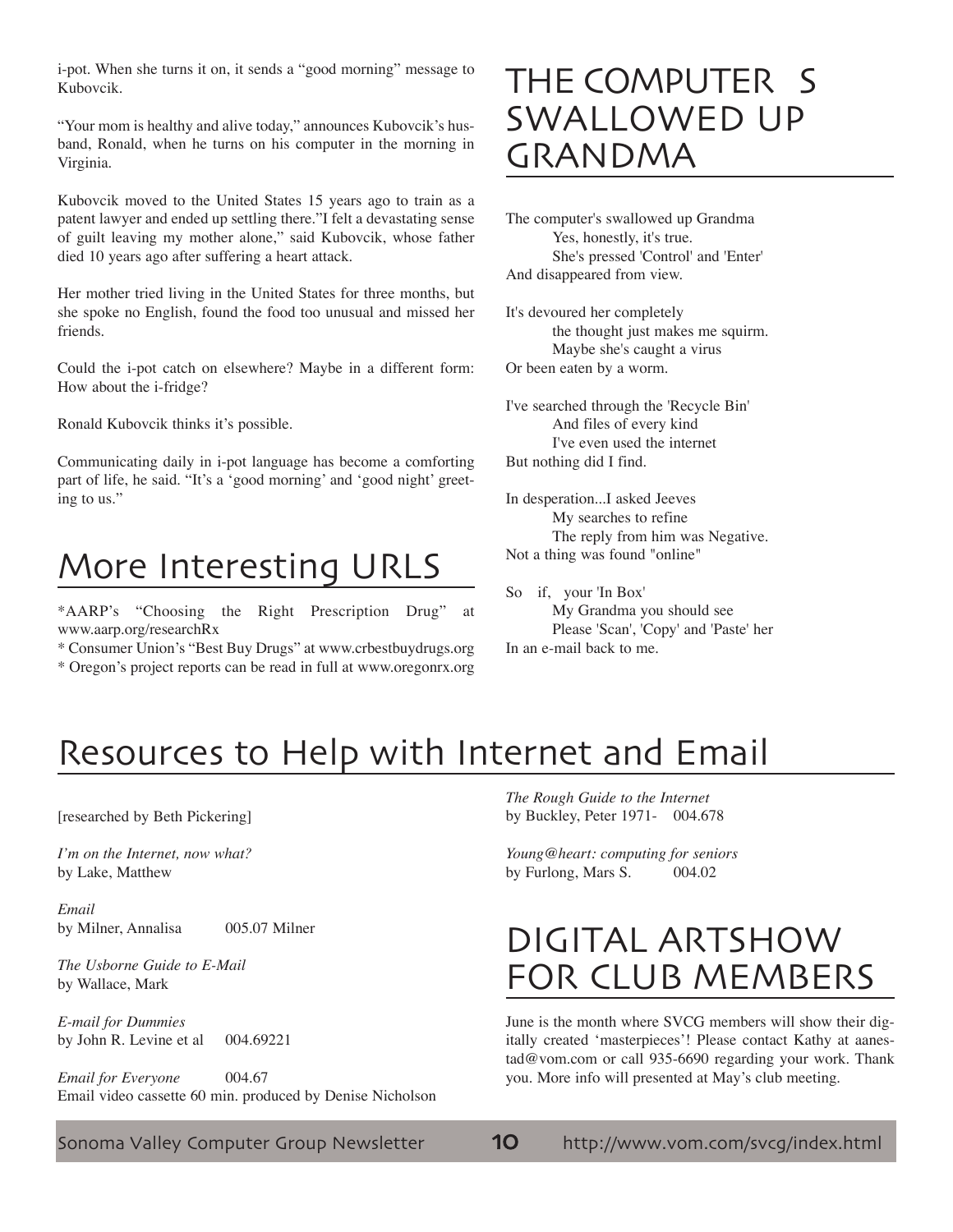i-pot. When she turns it on, it sends a "good morning" message to Kubovcik.

"Your mom is healthy and alive today," announces Kubovcik's husband, Ronald, when he turns on his computer in the morning in Virginia.

Kubovcik moved to the United States 15 years ago to train as a patent lawyer and ended up settling there."I felt a devastating sense of guilt leaving my mother alone," said Kubovcik, whose father died 10 years ago after suffering a heart attack.

Her mother tried living in the United States for three months, but she spoke no English, found the food too unusual and missed her friends.

Could the i-pot catch on elsewhere? Maybe in a different form: How about the i-fridge?

Ronald Kubovcik thinks it's possible.

Communicating daily in i-pot language has become a comforting part of life, he said. "It's a 'good morning' and 'good night' greeting to us."

## More Interesting URLS

*AARP's "Choosing the Right Prescription Drug" at www.aarp.org/researchRx
* Consumer Union's "Best Buy Drugs" at www.crbestbuydrugs.org
* Oregon's project reports can be read in full at www.oregonrx.org

## THE COMPUTER S SWALLOWED UP GRANDMA

The computer's swallowed up Grandma
Yes, honestly, it's true.
She's pressed 'Control' and 'Enter'
And disappeared from view.

It's devoured her completely
the thought just makes me squirm.
Maybe she's caught a virus
Or been eaten by a worm.

I've searched through the 'Recycle Bin'
And files of every kind
I've even used the internet
But nothing did I find.

In desperation...I asked Jeeves
My searches to refine
The reply from him was Negative.
Not a thing was found "online"

So if, your 'In Box'
My Grandma you should see
Please 'Scan', 'Copy' and 'Paste' her
In an e-mail back to me.

## Resources to Help with Internet and Email

[researched by Beth Pickering]

*I'm on the Internet, now what?*
by Lake, Matthew

*Email*
by Milner, Annalisa 005.07 Milner

*The Usborne Guide to E-Mail*
by Wallace, Mark

*E-mail for Dummies*
by John R. Levine et al 004.69221

*Email for Everyone* 004.67
Email video cassette 60 min. produced by Denise Nicholson

*The Rough Guide to the Internet*
by Buckley, Peter 1971- 004.678

*Young@heart: computing for seniors*
by Furlong, Mars S. 004.02

## DIGITAL ARTSHOW FOR CLUB MEMBERS

June is the month where SVCG members will show their digitally created 'masterpieces'! Please contact Kathy at aanestad@vom.com or call 935-6690 regarding your work. Thank you. More info will presented at May's club meeting.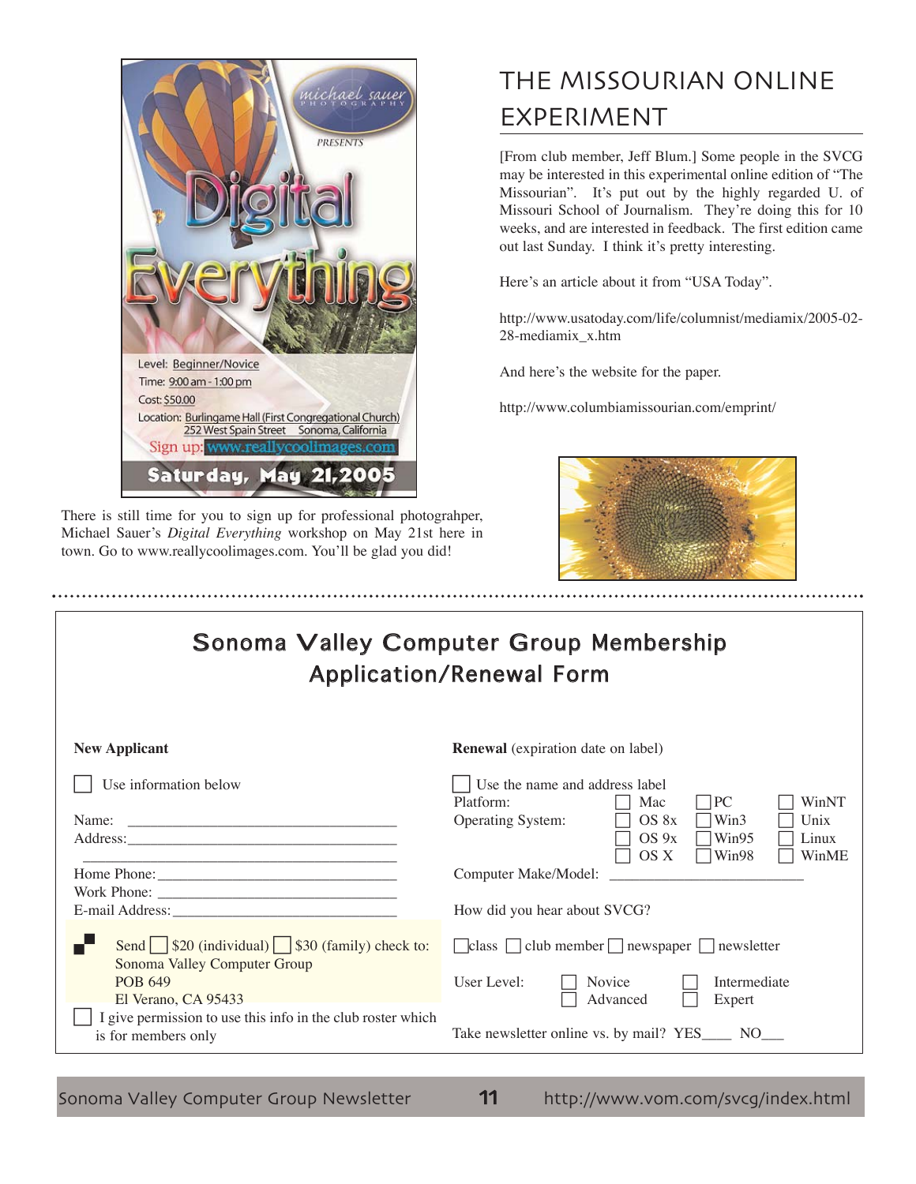Michael Sauer Photography presents

**Digital Everything**

Level: Beginner/Novice
Time: 9:00 am - 1:00 pm
Cost: $50.00
Location: Burlingame Hall (First Congregational Church) 252 West Spain Street Sonoma, California
Sign up: www.reallycoolimages.com

**Saturday, May 21,2005**

There is still time for you to sign up for professional photograhper, Michael Sauer's *Digital Everything* workshop on May 21st here in town. Go to www.reallycoolimages.com. You'll be glad you did!

## THE MISSOURIAN ONLINE EXPERIMENT

[From club member, Jeff Blum.] Some people in the SVCG may be interested in this experimental online edition of "The Missourian". It's put out by the highly regarded U. of Missouri School of Journalism. They're doing this for 10 weeks, and are interested in feedback. The first edition came out last Sunday. I think it's pretty interesting.

Here's an article about it from "USA Today".

http://www.usatoday.com/life/columnist/mediamix/2005-02-28-mediamix_x.htm

And here's the website for the paper.

http://www.columbiamissourian.com/emprint/

---

## Sonoma Valley Computer Group Membership Application/Renewal Form

**New Applicant**

☐ Use information below

Name: ___________________________________
Address: _________________________________
_________________________________________
Home Phone: ______________________________
Work Phone: ______________________________
E-mail Address: ___________________________

Send ☐ $20 (individual) ☐ $30 (family) check to:
Sonoma Valley Computer Group
POB 649
El Verano, CA 95433

☐ I give permission to use this info in the club roster which is for members only

**Renewal** (expiration date on label)

☐ Use the name and address label

Platform: ☐ Mac ☐ PC ☐ WinNT
Operating System: ☐ OS 8x ☐ Win3 ☐ Unix ☐ OS 9x ☐ Win95 ☐ Linux ☐ OS X ☐ Win98 ☐ WinME

Computer Make/Model: ______________________

How did you hear about SVCG?

☐ class ☐ club member ☐ newspaper ☐ newsletter

User Level: ☐ Novice ☐ Intermediate ☐ Advanced ☐ Expert

Take newsletter online vs. by mail? YES____ NO___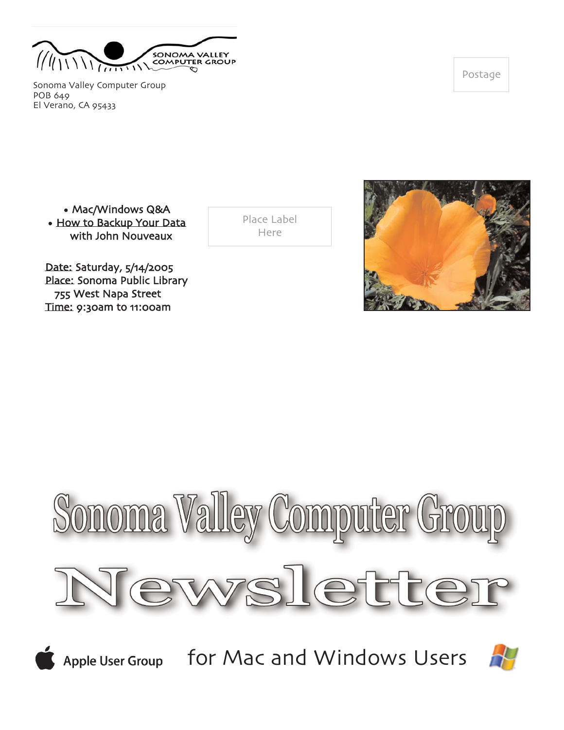SONOMA VALLEY COMPUTER GROUP

Sonoma Valley Computer Group
POB 649
El Verano, CA 95433

Postage

- Mac/Windows Q&A
- How to Backup Your Data with John Nouveaux

Place Label Here

Date: Saturday, 5/14/2005
Place: Sonoma Public Library
755 West Napa Street
Time: 9:30am to 11:00am

# Sonoma Valley Computer Group

# Newsletter

Apple User Group

for Mac and Windows Users